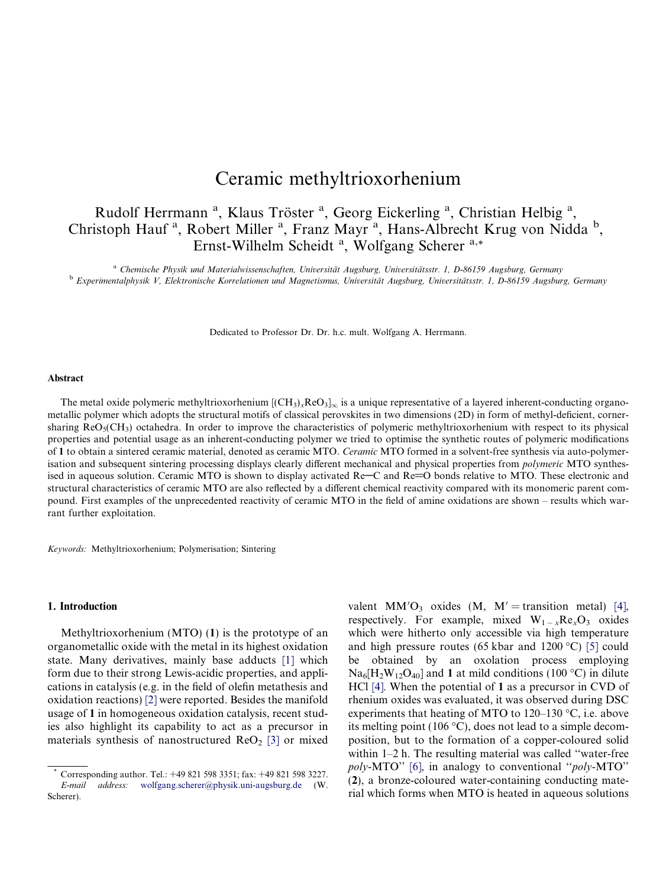# Ceramic methyltrioxorhenium

Rudolf Herrmann [a], Klaus Tröster [a], Georg Eickerling [a], Christian Helbig [a], Christoph Hauf [a], Robert Miller [a], Franz Mayr [a], Hans-Albrecht Krug von Nidda [b], Ernst-Wilhelm Scheidt [a], Wolfgang Scherer [a,*]

[a] Chemische Physik und Materialwissenschaften, Universität Augsburg, Universitätsstr. 1, D-86159 Augsburg, Germany

[b] Experimentalphysik V, Elektronische Korrelationen und Magnetismus, Universität Augsburg, Universitätsstr. 1, D-86159 Augsburg, Germany

Dedicated to Professor Dr. Dr. h.c. mult. Wolfgang A. Herrmann.

## Abstract

The metal oxide polymeric methyltrioxorhenium $[(CH_3)_xReO_3]_\infty$ is a unique representative of a layered inherent-conducting organometallic polymer which adopts the structural motifs of classical perovskites in two dimensions (2D) in form of methyl-deficient, corner-sharing $ReO_5(CH_3)$ octahedra. In order to improve the characteristics of polymeric methyltrioxorhenium with respect to its physical properties and potential usage as an inherent-conducting polymer we tried to optimise the synthetic routes of polymeric modifications of **1** to obtain a sintered ceramic material, denoted as ceramic MTO. *Ceramic* MTO formed in a solvent-free synthesis via auto-polymerisation and subsequent sintering processing displays clearly different mechanical and physical properties from *polymeric* MTO synthesised in aqueous solution. Ceramic MTO is shown to display activated Re–C and Re=O bonds relative to MTO. These electronic and structural characteristics of ceramic MTO are also reflected by a different chemical reactivity compared with its monomeric parent compound. First examples of the unprecedented reactivity of ceramic MTO in the field of amine oxidations are shown – results which warrant further exploitation.

*Keywords:* Methyltrioxorhenium; Polymerisation; Sintering

## 1. Introduction

Methyltrioxorhenium (MTO) (**1**) is the prototype of an organometallic oxide with the metal in its highest oxidation state. Many derivatives, mainly base adducts [1] which form due to their strong Lewis-acidic properties, and applications in catalysis (e.g. in the field of olefin metathesis and oxidation reactions) [2] were reported. Besides the manifold usage of **1** in homogeneous oxidation catalysis, recent studies also highlight its capability to act as a precursor in materials synthesis of nanostructured $ReO_2$ [3] or mixed valent $MM'O_3$ oxides (M, M′ = transition metal) [4], respectively. For example, mixed $W_{1-x}Re_xO_3$ oxides which were hitherto only accessible via high temperature and high pressure routes (65 kbar and 1200 °C) [5] could be obtained by an oxolation process employing $Na_6[H_2W_{12}O_{40}]$ and **1** at mild conditions (100 °C) in dilute HCl [4]. When the potential of **1** as a precursor in CVD of rhenium oxides was evaluated, it was observed during DSC experiments that heating of MTO to 120–130 °C, i.e. above its melting point (106 °C), does not lead to a simple decomposition, but to the formation of a copper-coloured solid within 1–2 h. The resulting material was called ''water-free *poly*-MTO'' [6], in analogy to conventional ''*poly*-MTO'' (**2**), a bronze-coloured water-containing conducting material which forms when MTO is heated in aqueous solutions

\* Corresponding author. Tel.: +49 821 598 3351; fax: +49 821 598 3227. *E-mail address:* wolfgang.scherer@physik.uni-augsburg.de (W. Scherer).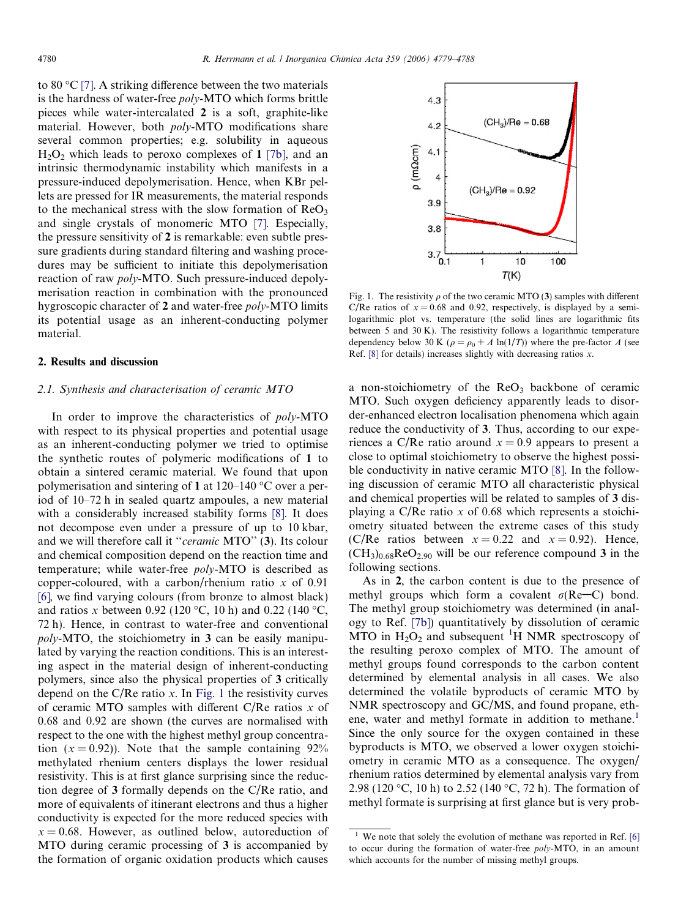to 80 °C [7]. A striking difference between the two materials is the hardness of water-free *poly*-MTO which forms brittle pieces while water-intercalated **2** is a soft, graphite-like material. However, both *poly*-MTO modifications share several common properties; e.g. solubility in aqueous $H_2O_2$ which leads to peroxo complexes of **1** [7b], and an intrinsic thermodynamic instability which manifests in a pressure-induced depolymerisation. Hence, when KBr pellets are pressed for IR measurements, the material responds to the mechanical stress with the slow formation of $ReO_3$ and single crystals of monomeric MTO [7]. Especially, the pressure sensitivity of **2** is remarkable: even subtle pressure gradients during standard filtering and washing procedures may be sufficient to initiate this depolymerisation reaction of raw *poly*-MTO. Such pressure-induced depolymerisation reaction in combination with the pronounced hygroscopic character of **2** and water-free *poly*-MTO limits its potential usage as an inherent-conducting polymer material.

## 2. Results and discussion

### 2.1. Synthesis and characterisation of ceramic MTO

In order to improve the characteristics of *poly*-MTO with respect to its physical properties and potential usage as an inherent-conducting polymer we tried to optimise the synthetic routes of polymeric modifications of **1** to obtain a sintered ceramic material. We found that upon polymerisation and sintering of **1** at 120–140 °C over a period of 10–72 h in sealed quartz ampoules, a new material with a considerably increased stability forms [8]. It does not decompose even under a pressure of up to 10 kbar, and we will therefore call it "*ceramic* MTO" (**3**). Its colour and chemical composition depend on the reaction time and temperature; while water-free *poly*-MTO is described as copper-coloured, with a carbon/rhenium ratio $x$ of 0.91 [6], we find varying colours (from bronze to almost black) and ratios $x$ between 0.92 (120 °C, 10 h) and 0.22 (140 °C, 72 h). Hence, in contrast to water-free and conventional *poly*-MTO, the stoichiometry in **3** can be easily manipulated by varying the reaction conditions. This is an interesting aspect in the material design of inherent-conducting polymers, since also the physical properties of **3** critically depend on the C/Re ratio $x$. In Fig. 1 the resistivity curves of ceramic MTO samples with different C/Re ratios $x$ of 0.68 and 0.92 are shown (the curves are normalised with respect to the one with the highest methyl group concentration ($x = 0.92$)). Note that the sample containing 92% methylated rhenium centers displays the lower residual resistivity. This is at first glance surprising since the reduction degree of **3** formally depends on the C/Re ratio, and more of equivalents of itinerant electrons and thus a higher conductivity is expected for the more reduced species with $x = 0.68$. However, as outlined below, autoreduction of MTO during ceramic processing of **3** is accompanied by the formation of organic oxidation products which causes a non-stoichiometry of the $ReO_3$ backbone of ceramic MTO. Such oxygen deficiency apparently leads to disorder-enhanced electron localisation phenomena which again reduce the conductivity of **3**. Thus, according to our experiences a C/Re ratio around $x = 0.9$ appears to present a close to optimal stoichiometry to observe the highest possible conductivity in native ceramic MTO [8]. In the following discussion of ceramic MTO all characteristic physical and chemical properties will be related to samples of **3** displaying a C/Re ratio $x$ of 0.68 which represents a stoichiometry situated between the extreme cases of this study (C/Re ratios between $x = 0.22$ and $x = 0.92$). Hence, $(CH_3)_{0.68}ReO_{2.90}$ will be our reference compound **3** in the following sections.

Fig. 1. The resistivity $\rho$ of the two ceramic MTO (**3**) samples with different C/Re ratios of $x = 0.68$ and 0.92, respectively, is displayed by a semi-logarithmic plot vs. temperature (the solid lines are logarithmic fits between 5 and 30 K). The resistivity follows a logarithmic temperature dependency below 30 K ($\rho = \rho_0 + A\ \ln(1/T)$) where the pre-factor $A$ (see Ref. [8] for details) increases slightly with decreasing ratios $x$.

As in **2**, the carbon content is due to the presence of methyl groups which form a covalent σ(Re–C) bond. The methyl group stoichiometry was determined (in analogy to Ref. [7b]) quantitatively by dissolution of ceramic MTO in $H_2O_2$ and subsequent $^1H$ NMR spectroscopy of the resulting peroxo complex of MTO. The amount of methyl groups found corresponds to the carbon content determined by elemental analysis in all cases. We also determined the volatile byproducts of ceramic MTO by NMR spectroscopy and GC/MS, and found propane, ethene, water and methyl formate in addition to methane.[1] Since the only source for the oxygen contained in these byproducts is MTO, we observed a lower oxygen stoichiometry in ceramic MTO as a consequence. The oxygen/rhenium ratios determined by elemental analysis vary from 2.98 (120 °C, 10 h) to 2.52 (140 °C, 72 h). The formation of methyl formate is surprising at first glance but is very prob-

[1] We note that solely the evolution of methane was reported in Ref. [6] to occur during the formation of water-free *poly*-MTO, in an amount which accounts for the number of missing methyl groups.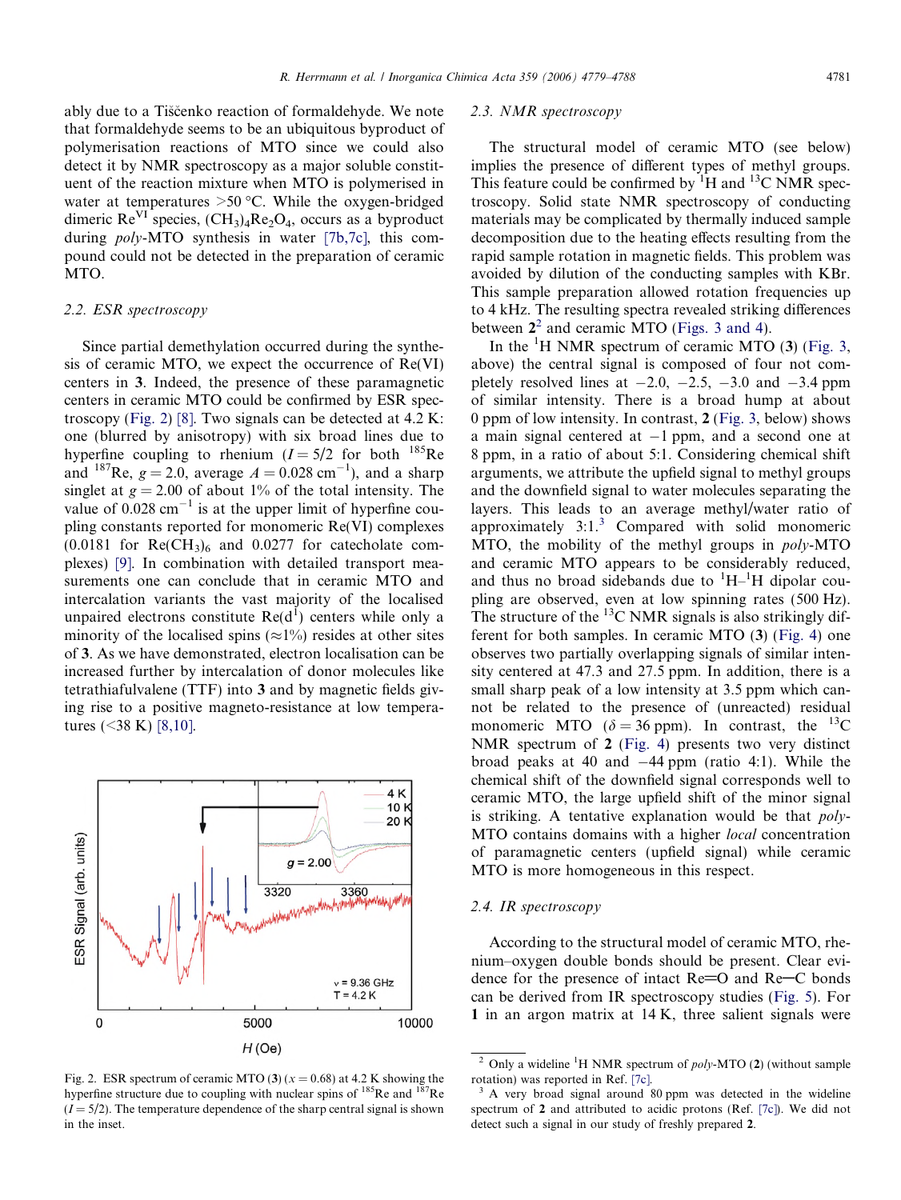ably due to a Tiščenko reaction of formaldehyde. We note that formaldehyde seems to be an ubiquitous byproduct of polymerisation reactions of MTO since we could also detect it by NMR spectroscopy as a major soluble constituent of the reaction mixture when MTO is polymerised in water at temperatures >50 °C. While the oxygen-bridged dimeric $Re^{VI}$ species, $(CH_3)_4Re_2O_4$, occurs as a byproduct during *poly*-MTO synthesis in water [7b,7c], this compound could not be detected in the preparation of ceramic MTO.

### 2.2. ESR spectroscopy

Since partial demethylation occurred during the synthesis of ceramic MTO, we expect the occurrence of Re(VI) centers in **3**. Indeed, the presence of these paramagnetic centers in ceramic MTO could be confirmed by ESR spectroscopy (Fig. 2) [8]. Two signals can be detected at 4.2 K: one (blurred by anisotropy) with six broad lines due to hyperfine coupling to rhenium ($I = 5/2$ for both $^{185}$Re and $^{187}$Re, $g = 2.0$, average $A = 0.028$ cm$^{-1}$), and a sharp singlet at $g = 2.00$ of about 1% of the total intensity. The value of 0.028 cm$^{-1}$ is at the upper limit of hyperfine coupling constants reported for monomeric Re(VI) complexes (0.0181 for $Re(CH_3)_6$ and 0.0277 for catecholate complexes) [9]. In combination with detailed transport measurements one can conclude that in ceramic MTO and intercalation variants the vast majority of the localised unpaired electrons constitute Re($d^1$) centers while only a minority of the localised spins (≈1%) resides at other sites of **3**. As we have demonstrated, electron localisation can be increased further by intercalation of donor molecules like tetrathiafulvalene (TTF) into **3** and by magnetic fields giving rise to a positive magneto-resistance at low temperatures (<38 K) [8,10].

Fig. 2. ESR spectrum of ceramic MTO (**3**) ($x = 0.68$) at 4.2 K showing the hyperfine structure due to coupling with nuclear spins of $^{185}$Re and $^{187}$Re ($I = 5/2$). The temperature dependence of the sharp central signal is shown in the inset.

### 2.3. NMR spectroscopy

The structural model of ceramic MTO (see below) implies the presence of different types of methyl groups. This feature could be confirmed by $^1$H and $^{13}$C NMR spectroscopy. Solid state NMR spectroscopy of conducting materials may be complicated by thermally induced sample decomposition due to the heating effects resulting from the rapid sample rotation in magnetic fields. This problem was avoided by dilution of the conducting samples with KBr. This sample preparation allowed rotation frequencies up to 4 kHz. The resulting spectra revealed striking differences between **2**[2] and ceramic MTO (Figs. 3 and 4).

In the $^1$H NMR spectrum of ceramic MTO (**3**) (Fig. 3, above) the central signal is composed of four not completely resolved lines at −2.0, −2.5, −3.0 and −3.4 ppm of similar intensity. There is a broad hump at about 0 ppm of low intensity. In contrast, **2** (Fig. 3, below) shows a main signal centered at −1 ppm, and a second one at 8 ppm, in a ratio of about 5:1. Considering chemical shift arguments, we attribute the upfield signal to methyl groups and the downfield signal to water molecules separating the layers. This leads to an average methyl/water ratio of approximately 3:1.[3] Compared with solid monomeric MTO, the mobility of the methyl groups in *poly*-MTO and ceramic MTO appears to be considerably reduced, and thus no broad sidebands due to $^1$H–$^1$H dipolar coupling are observed, even at low spinning rates (500 Hz). The structure of the $^{13}$C NMR signals is also strikingly different for both samples. In ceramic MTO (**3**) (Fig. 4) one observes two partially overlapping signals of similar intensity centered at 47.3 and 27.5 ppm. In addition, there is a small sharp peak of a low intensity at 3.5 ppm which cannot be related to the presence of (unreacted) residual monomeric MTO ($\delta = 36$ ppm). In contrast, the $^{13}$C NMR spectrum of **2** (Fig. 4) presents two very distinct broad peaks at 40 and −44 ppm (ratio 4:1). While the chemical shift of the downfield signal corresponds well to ceramic MTO, the large upfield shift of the minor signal is striking. A tentative explanation would be that *poly*-MTO contains domains with a higher *local* concentration of paramagnetic centers (upfield signal) while ceramic MTO is more homogeneous in this respect.

### 2.4. IR spectroscopy

According to the structural model of ceramic MTO, rhenium–oxygen double bonds should be present. Clear evidence for the presence of intact Re=O and Re–C bonds can be derived from IR spectroscopy studies (Fig. 5). For **1** in an argon matrix at 14 K, three salient signals were

---

[2] Only a wideline $^1$H NMR spectrum of *poly*-MTO (**2**) (without sample rotation) was reported in Ref. [7c].

[3] A very broad signal around 80 ppm was detected in the wideline spectrum of **2** and attributed to acidic protons (Ref. [7c]). We did not detect such a signal in our study of freshly prepared **2**.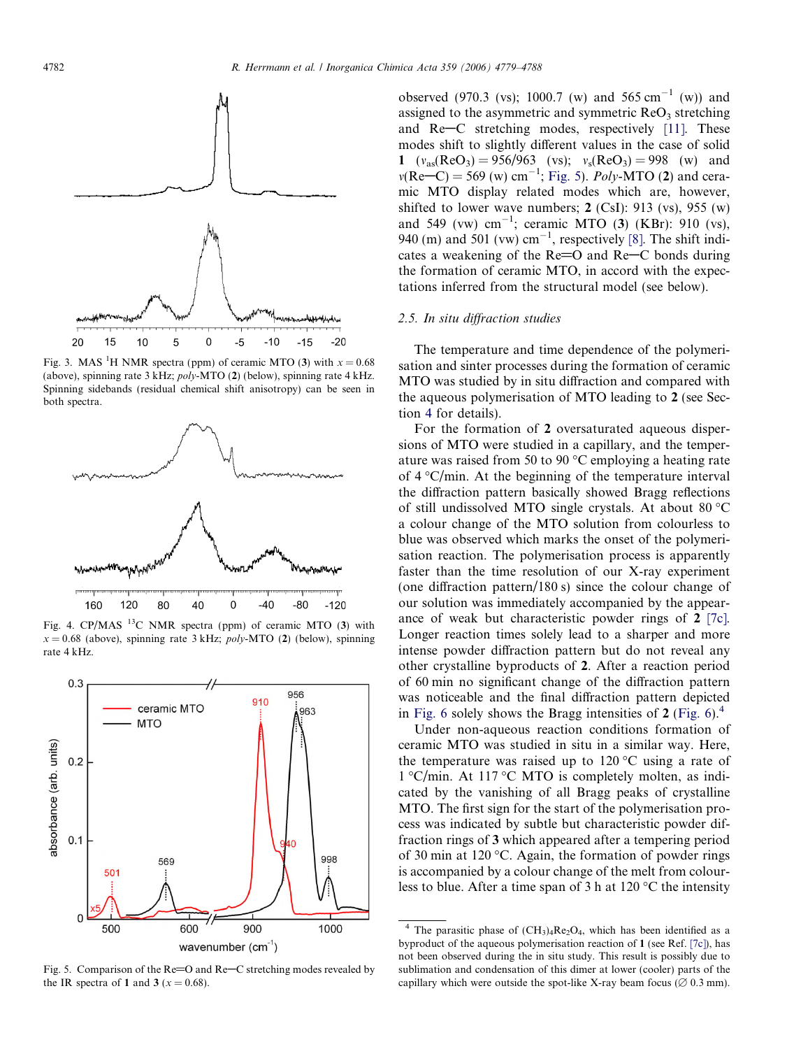Fig. 3. MAS $^{1}$H NMR spectra (ppm) of ceramic MTO (**3**) with $x = 0.68$ (above), spinning rate 3 kHz; *poly*-MTO (**2**) (below), spinning rate 4 kHz. Spinning sidebands (residual chemical shift anisotropy) can be seen in both spectra.

Fig. 4. CP/MAS $^{13}$C NMR spectra (ppm) of ceramic MTO (**3**) with $x = 0.68$ (above), spinning rate 3 kHz; *poly*-MTO (**2**) (below), spinning rate 4 kHz.

Fig. 5. Comparison of the Re═O and Re─C stretching modes revealed by the IR spectra of **1** and **3** ($x = 0.68$).

observed (970.3 (vs); 1000.7 (w) and 565 cm$^{-1}$ (w)) and assigned to the asymmetric and symmetric $ReO_3$ stretching and Re─C stretching modes, respectively [11]. These modes shift to slightly different values in the case of solid **1** ($\nu_{as}(ReO_3) = 956/963$ (vs); $\nu_s(ReO_3) = 998$ (w) and $\nu$(Re─C) = 569 (w) cm$^{-1}$; Fig. 5). *Poly*-MTO (**2**) and ceramic MTO display related modes which are, however, shifted to lower wave numbers; **2** (CsI): 913 (vs), 955 (w) and 549 (vw) cm$^{-1}$; ceramic MTO (**3**) (KBr): 910 (vs), 940 (m) and 501 (vw) cm$^{-1}$, respectively [8]. The shift indicates a weakening of the Re═O and Re─C bonds during the formation of ceramic MTO, in accord with the expectations inferred from the structural model (see below).

### 2.5. In situ diffraction studies

The temperature and time dependence of the polymerisation and sinter processes during the formation of ceramic MTO was studied by in situ diffraction and compared with the aqueous polymerisation of MTO leading to **2** (see Section 4 for details).

For the formation of **2** oversaturated aqueous dispersions of MTO were studied in a capillary, and the temperature was raised from 50 to 90 °C employing a heating rate of 4 °C/min. At the beginning of the temperature interval the diffraction pattern basically showed Bragg reflections of still undissolved MTO single crystals. At about 80 °C a colour change of the MTO solution from colourless to blue was observed which marks the onset of the polymerisation reaction. The polymerisation process is apparently faster than the time resolution of our X-ray experiment (one diffraction pattern/180 s) since the colour change of our solution was immediately accompanied by the appearance of weak but characteristic powder rings of **2** [7c]. Longer reaction times solely lead to a sharper and more intense powder diffraction pattern but do not reveal any other crystalline byproducts of **2**. After a reaction period of 60 min no significant change of the diffraction pattern was noticeable and the final diffraction pattern depicted in Fig. 6 solely shows the Bragg intensities of **2** (Fig. 6).[4]

Under non-aqueous reaction conditions formation of ceramic MTO was studied in situ in a similar way. Here, the temperature was raised up to 120 °C using a rate of 1 °C/min. At 117 °C MTO is completely molten, as indicated by the vanishing of all Bragg peaks of crystalline MTO. The first sign for the start of the polymerisation process was indicated by subtle but characteristic powder diffraction rings of **3** which appeared after a tempering period of 30 min at 120 °C. Again, the formation of powder rings is accompanied by a colour change of the melt from colourless to blue. After a time span of 3 h at 120 °C the intensity

[4] The parasitic phase of $(CH_3)_4Re_2O_4$, which has been identified as a byproduct of the aqueous polymerisation reaction of **1** (see Ref. [7c]), has not been observed during the in situ study. This result is possibly due to sublimation and condensation of this dimer at lower (cooler) parts of the capillary which were outside the spot-like X-ray beam focus (∅ 0.3 mm).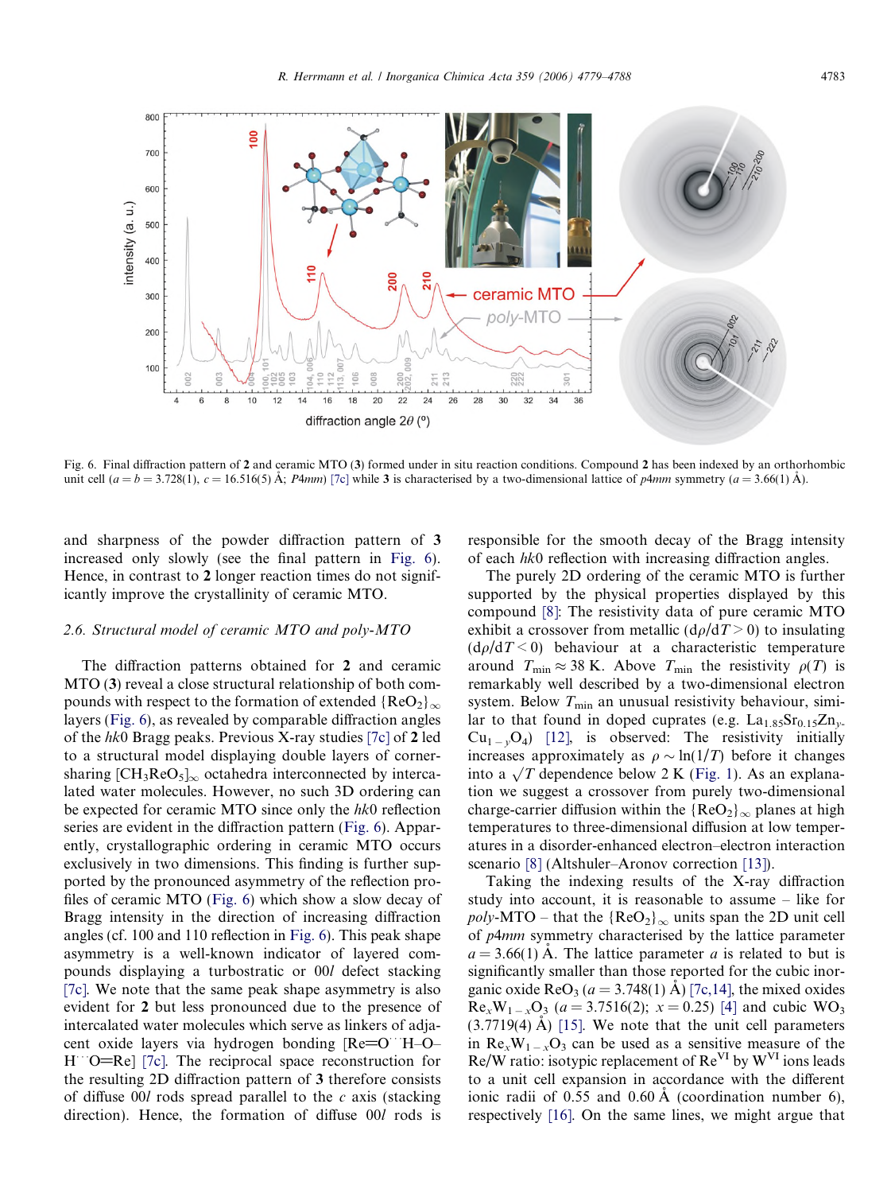Fig. 6. Final diffraction pattern of **2** and ceramic MTO (**3**) formed under in situ reaction conditions. Compound **2** has been indexed by an orthorhombic unit cell ($a = b = 3.728(1)$, $c = 16.516(5)$ Å; *P*4*mm*) [7c] while **3** is characterised by a two-dimensional lattice of *p*4*mm* symmetry ($a = 3.66(1)$ Å).

and sharpness of the powder diffraction pattern of **3** increased only slowly (see the final pattern in Fig. 6). Hence, in contrast to **2** longer reaction times do not significantly improve the crystallinity of ceramic MTO.

### 2.6. Structural model of ceramic MTO and poly-MTO

The diffraction patterns obtained for **2** and ceramic MTO (**3**) reveal a close structural relationship of both compounds with respect to the formation of extended $\{ReO_2\}_\infty$ layers (Fig. 6), as revealed by comparable diffraction angles of the *hk*0 Bragg peaks. Previous X-ray studies [7c] of **2** led to a structural model displaying double layers of corner-sharing $[CH_3ReO_5]_\infty$ octahedra interconnected by intercalated water molecules. However, no such 3D ordering can be expected for ceramic MTO since only the *hk*0 reflection series are evident in the diffraction pattern (Fig. 6). Apparently, crystallographic ordering in ceramic MTO occurs exclusively in two dimensions. This finding is further supported by the pronounced asymmetry of the reflection profiles of ceramic MTO (Fig. 6) which show a slow decay of Bragg intensity in the direction of increasing diffraction angles (cf. 100 and 110 reflection in Fig. 6). This peak shape asymmetry is a well-known indicator of layered compounds displaying a turbostratic or 00*l* defect stacking [7c]. We note that the same peak shape asymmetry is also evident for **2** but less pronounced due to the presence of intercalated water molecules which serve as linkers of adjacent oxide layers via hydrogen bonding [Re=O···H–O–H···O=Re] [7c]. The reciprocal space reconstruction for the resulting 2D diffraction pattern of **3** therefore consists of diffuse 00*l* rods spread parallel to the *c* axis (stacking direction). Hence, the formation of diffuse 00*l* rods is responsible for the smooth decay of the Bragg intensity of each *hk*0 reflection with increasing diffraction angles.

The purely 2D ordering of the ceramic MTO is further supported by the physical properties displayed by this compound [8]: The resistivity data of pure ceramic MTO exhibit a crossover from metallic ($d\rho/dT > 0$) to insulating ($d\rho/dT < 0$) behaviour at a characteristic temperature around $T_{min} \approx 38$ K. Above $T_{min}$ the resistivity $\rho(T)$ is remarkably well described by a two-dimensional electron system. Below $T_{min}$ an unusual resistivity behaviour, similar to that found in doped cuprates (e.g. $La_{1.85}Sr_{0.15}Zn_yCu_{1-y}O_4$) [12], is observed: The resistivity initially increases approximately as $\rho \sim \ln(1/T)$ before it changes into a $\sqrt{T}$ dependence below 2 K (Fig. 1). As an explanation we suggest a crossover from purely two-dimensional charge-carrier diffusion within the $\{ReO_2\}_\infty$ planes at high temperatures to three-dimensional diffusion at low temperatures in a disorder-enhanced electron–electron interaction scenario [8] (Altshuler–Aronov correction [13]).

Taking the indexing results of the X-ray diffraction study into account, it is reasonable to assume – like for *poly*-MTO – that the $\{ReO_2\}_\infty$ units span the 2D unit cell of *p*4*mm* symmetry characterised by the lattice parameter $a = 3.66(1)$ Å. The lattice parameter *a* is related to but is significantly smaller than those reported for the cubic inorganic oxide $ReO_3$ ($a = 3.748(1)$ Å) [7c,14], the mixed oxides $Re_xW_{1-x}O_3$ ($a = 3.7516(2)$; $x = 0.25$) [4] and cubic $WO_3$ (3.7719(4) Å) [15]. We note that the unit cell parameters in $Re_xW_{1-x}O_3$ can be used as a sensitive measure of the Re/W ratio: isotypic replacement of $Re^{VI}$ by $W^{VI}$ ions leads to a unit cell expansion in accordance with the different ionic radii of 0.55 and 0.60 Å (coordination number 6), respectively [16]. On the same lines, we might argue that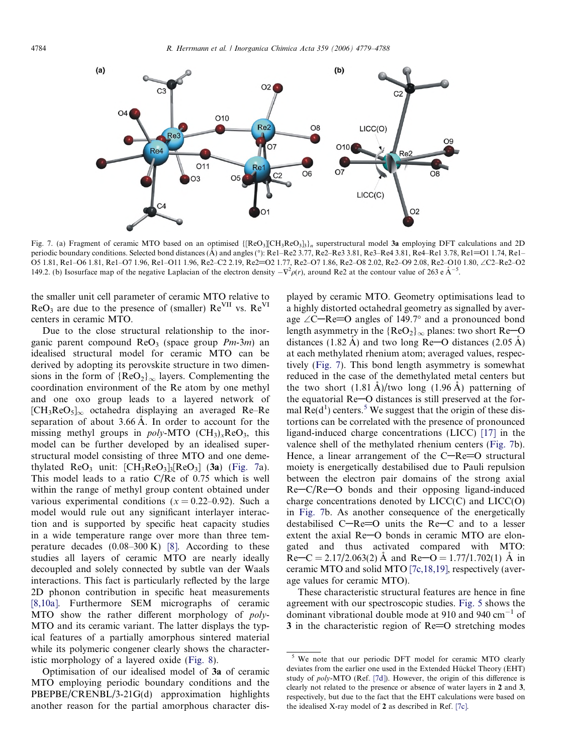Fig. 7. (a) Fragment of ceramic MTO based on an optimised $\{[ReO_3][CH_3ReO_3]_3\}_n$ superstructural model **3a** employing DFT calculations and 2D periodic boundary conditions. Selected bond distances (Å) and angles (°): Re1–Re2 3.77, Re2–Re3 3.81, Re3–Re4 3.81, Re4–Re1 3.78, Re1=O1 1.74, Re1–O5 1.81, Re1–O6 1.81, Re1–O7 1.96, Re1–O11 1.96, Re2–C2 2.19, Re2=O2 1.77, Re2–O7 1.86, Re2–O8 2.02, Re2–O9 2.08, Re2–O10 1.80, ∠C2–Re2–O2 149.2. (b) Isosurface map of the negative Laplacian of the electron density $-\nabla^2\rho(r)$, around Re2 at the contour value of 263 e Å$^{-5}$.

the smaller unit cell parameter of ceramic MTO relative to $ReO_3$ are due to the presence of (smaller) $Re^{VII}$ vs. $Re^{VI}$ centers in ceramic MTO.

Due to the close structural relationship to the inorganic parent compound $ReO_3$ (space group *Pm*-3*m*) an idealised structural model for ceramic MTO can be derived by adopting its perovskite structure in two dimensions in the form of $\{ReO_2\}_\infty$ layers. Complementing the coordination environment of the Re atom by one methyl and one oxo group leads to a layered network of $[CH_3ReO_5]_\infty$ octahedra displaying an averaged Re–Re separation of about 3.66 Å. In order to account for the missing methyl groups in *poly*-MTO $(CH_3)_xReO_3$, this model can be further developed by an idealised superstructural model consisting of three MTO and one demethylated $ReO_3$ unit: $[CH_3ReO_3]_3[ReO_3]$ (**3a**) (Fig. 7a). This model leads to a ratio C/Re of 0.75 which is well within the range of methyl group content obtained under various experimental conditions ($x = 0.22$–$0.92$). Such a model would rule out any significant interlayer interaction and is supported by specific heat capacity studies in a wide temperature range over more than three temperature decades (0.08–300 K) [8]. According to these studies all layers of ceramic MTO are nearly ideally decoupled and solely connected by subtle van der Waals interactions. This fact is particularly reflected by the large 2D phonon contribution in specific heat measurements [8,10a]. Furthermore SEM micrographs of ceramic MTO show the rather different morphology of *poly*-MTO and its ceramic variant. The latter displays the typical features of a partially amorphous sintered material while its polymeric congener clearly shows the characteristic morphology of a layered oxide (Fig. 8).

Optimisation of our idealised model of **3a** of ceramic MTO employing periodic boundary conditions and the PBEPBE/CRENBL/3-21G(d) approximation highlights another reason for the partial amorphous character displayed by ceramic MTO. Geometry optimisations lead to a highly distorted octahedral geometry as signalled by average ∠C–Re=O angles of 149.7° and a pronounced bond length asymmetry in the $\{ReO_2\}_\infty$ planes: two short Re–O distances (1.82 Å) and two long Re–O distances (2.05 Å) at each methylated rhenium atom; averaged values, respectively (Fig. 7). This bond length asymmetry is somewhat reduced in the case of the demethylated metal centers but the two short (1.81 Å)/two long (1.96 Å) patterning of the equatorial Re–O distances is still preserved at the formal $Re(d^1)$ centers.[5] We suggest that the origin of these distortions can be correlated with the presence of pronounced ligand-induced charge concentrations (LICC) [17] in the valence shell of the methylated rhenium centers (Fig. 7b). Hence, a linear arrangement of the C–Re=O structural moiety is energetically destabilised due to Pauli repulsion between the electron pair domains of the strong axial Re–C/Re–O bonds and their opposing ligand-induced charge concentrations denoted by LICC(C) and LICC(O) in Fig. 7b. As another consequence of the energetically destabilised C–Re=O units the Re–C and to a lesser extent the axial Re–O bonds in ceramic MTO are elongated and thus activated compared with MTO: Re–C = 2.17/2.063(2) Å and Re–O = 1.77/1.702(1) Å in ceramic MTO and solid MTO [7c,18,19], respectively (average values for ceramic MTO).

These characteristic structural features are hence in fine agreement with our spectroscopic studies. Fig. 5 shows the dominant vibrational double mode at 910 and 940 cm$^{-1}$ of **3** in the characteristic region of Re=O stretching modes

[5] We note that our periodic DFT model for ceramic MTO clearly deviates from the earlier one used in the Extended Hückel Theory (EHT) study of *poly*-MTO (Ref. [7d]). However, the origin of this difference is clearly not related to the presence or absence of water layers in **2** and **3**, respectively, but due to the fact that the EHT calculations were based on the idealised X-ray model of **2** as described in Ref. [7c].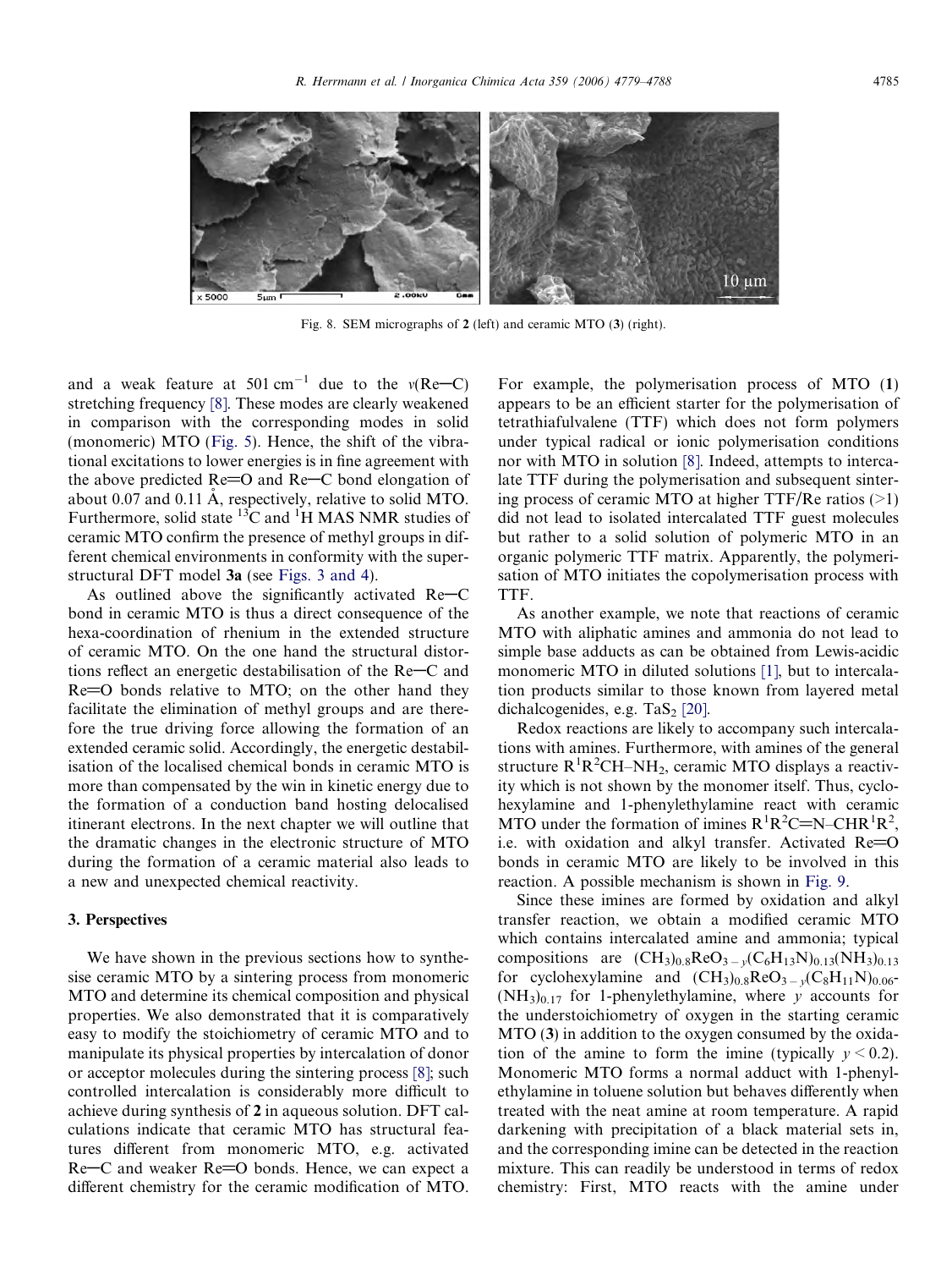Fig. 8. SEM micrographs of **2** (left) and ceramic MTO (**3**) (right).

and a weak feature at $501\ cm^{-1}$ due to the $\nu$(Re–C) stretching frequency [8]. These modes are clearly weakened in comparison with the corresponding modes in solid (monomeric) MTO (Fig. 5). Hence, the shift of the vibrational excitations to lower energies is in fine agreement with the above predicted Re=O and Re–C bond elongation of about 0.07 and 0.11 Å, respectively, relative to solid MTO. Furthermore, solid state $^{13}C$ and $^{1}H$ MAS NMR studies of ceramic MTO confirm the presence of methyl groups in different chemical environments in conformity with the superstructural DFT model **3a** (see Figs. 3 and 4).

As outlined above the significantly activated Re–C bond in ceramic MTO is thus a direct consequence of the hexa-coordination of rhenium in the extended structure of ceramic MTO. On the one hand the structural distortions reflect an energetic destabilisation of the Re–C and Re=O bonds relative to MTO; on the other hand they facilitate the elimination of methyl groups and are therefore the true driving force allowing the formation of an extended ceramic solid. Accordingly, the energetic destabilisation of the localised chemical bonds in ceramic MTO is more than compensated by the win in kinetic energy due to the formation of a conduction band hosting delocalised itinerant electrons. In the next chapter we will outline that the dramatic changes in the electronic structure of MTO during the formation of a ceramic material also leads to a new and unexpected chemical reactivity.

## 3. Perspectives

We have shown in the previous sections how to synthesise ceramic MTO by a sintering process from monomeric MTO and determine its chemical composition and physical properties. We also demonstrated that it is comparatively easy to modify the stoichiometry of ceramic MTO and to manipulate its physical properties by intercalation of donor or acceptor molecules during the sintering process [8]; such controlled intercalation is considerably more difficult to achieve during synthesis of **2** in aqueous solution. DFT calculations indicate that ceramic MTO has structural features different from monomeric MTO, e.g. activated Re–C and weaker Re=O bonds. Hence, we can expect a different chemistry for the ceramic modification of MTO. For example, the polymerisation process of MTO (**1**) appears to be an efficient starter for the polymerisation of tetrathiafulvalene (TTF) which does not form polymers under typical radical or ionic polymerisation conditions nor with MTO in solution [8]. Indeed, attempts to intercalate TTF during the polymerisation and subsequent sintering process of ceramic MTO at higher TTF/Re ratios (>1) did not lead to isolated intercalated TTF guest molecules but rather to a solid solution of polymeric MTO in an organic polymeric TTF matrix. Apparently, the polymerisation of MTO initiates the copolymerisation process with TTF.

As another example, we note that reactions of ceramic MTO with aliphatic amines and ammonia do not lead to simple base adducts as can be obtained from Lewis-acidic monomeric MTO in diluted solutions [1], but to intercalation products similar to those known from layered metal dichalcogenides, e.g. $TaS_2$ [20].

Redox reactions are likely to accompany such intercalations with amines. Furthermore, with amines of the general structure $R^1R^2CH–NH_2$, ceramic MTO displays a reactivity which is not shown by the monomer itself. Thus, cyclohexylamine and 1-phenylethylamine react with ceramic MTO under the formation of imines $R^1R^2C{=}N–CHR^1R^2$, i.e. with oxidation and alkyl transfer. Activated Re=O bonds in ceramic MTO are likely to be involved in this reaction. A possible mechanism is shown in Fig. 9.

Since these imines are formed by oxidation and alkyl transfer reaction, we obtain a modified ceramic MTO which contains intercalated amine and ammonia; typical compositions are $(CH_3)_{0.8}ReO_{3-y}(C_6H_{13}N)_{0.13}(NH_3)_{0.13}$ for cyclohexylamine and $(CH_3)_{0.8}ReO_{3-y}(C_8H_{11}N)_{0.06}$-$(NH_3)_{0.17}$ for 1-phenylethylamine, where $y$ accounts for the understoichiometry of oxygen in the starting ceramic MTO (**3**) in addition to the oxygen consumed by the oxidation of the amine to form the imine (typically $y < 0.2$). Monomeric MTO forms a normal adduct with 1-phenylethylamine in toluene solution but behaves differently when treated with the neat amine at room temperature. A rapid darkening with precipitation of a black material sets in, and the corresponding imine can be detected in the reaction mixture. This can readily be understood in terms of redox chemistry: First, MTO reacts with the amine under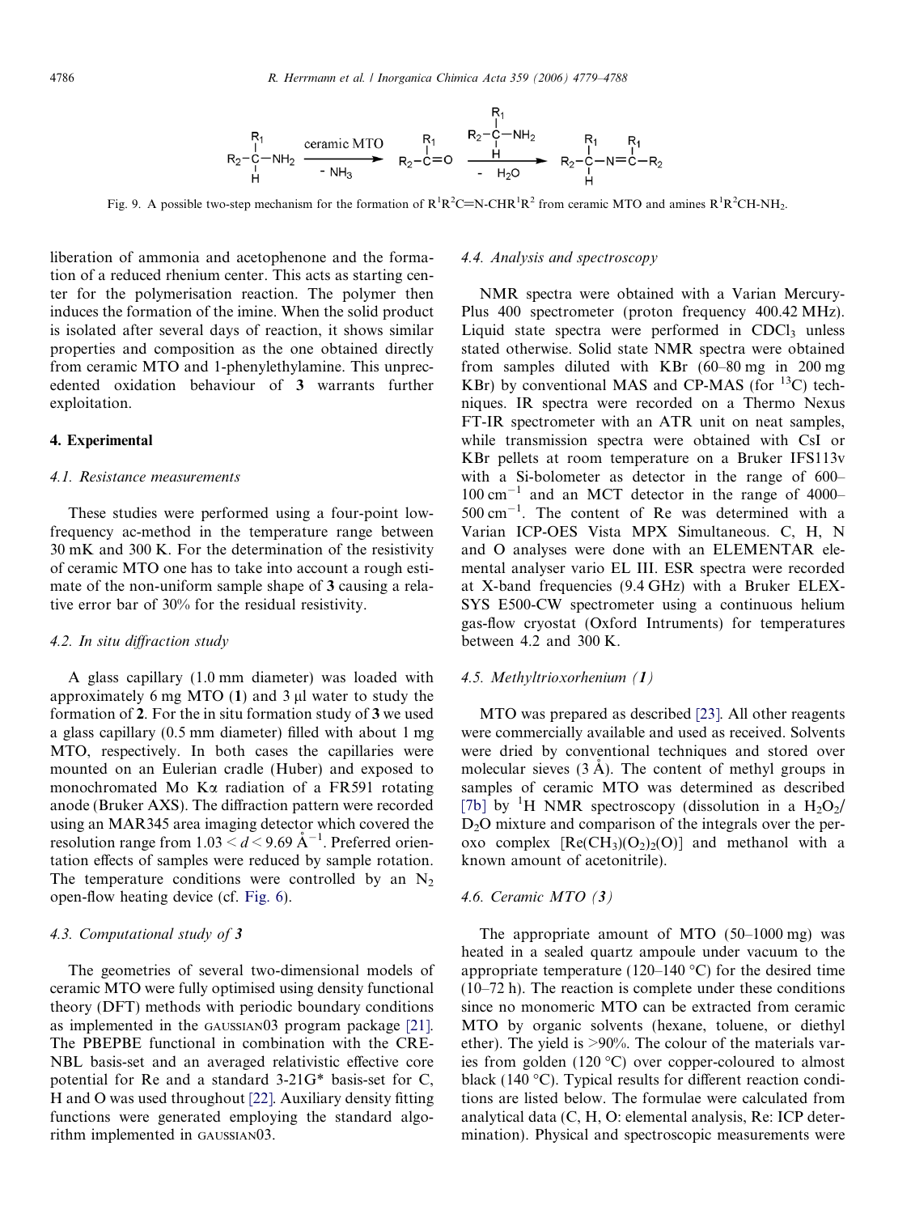Fig. 9. A possible two-step mechanism for the formation of $R^1R^2C{=}N\text{-}CHR^1R^2$ from ceramic MTO and amines $R^1R^2CH\text{-}NH_2$.

liberation of ammonia and acetophenone and the formation of a reduced rhenium center. This acts as starting center for the polymerisation reaction. The polymer then induces the formation of the imine. When the solid product is isolated after several days of reaction, it shows similar properties and composition as the one obtained directly from ceramic MTO and 1-phenylethylamine. This unprecedented oxidation behaviour of **3** warrants further exploitation.

## 4. Experimental

### 4.1. Resistance measurements

These studies were performed using a four-point low-frequency ac-method in the temperature range between 30 mK and 300 K. For the determination of the resistivity of ceramic MTO one has to take into account a rough estimate of the non-uniform sample shape of **3** causing a relative error bar of 30% for the residual resistivity.

### 4.2. In situ diffraction study

A glass capillary (1.0 mm diameter) was loaded with approximately 6 mg MTO (**1**) and 3 μl water to study the formation of **2**. For the in situ formation study of **3** we used a glass capillary (0.5 mm diameter) filled with about 1 mg MTO, respectively. In both cases the capillaries were mounted on an Eulerian cradle (Huber) and exposed to monochromated Mo Kα radiation of a FR591 rotating anode (Bruker AXS). The diffraction pattern were recorded using an MAR345 area imaging detector which covered the resolution range from $1.03 < d < 9.69$ Å$^{-1}$. Preferred orientation effects of samples were reduced by sample rotation. The temperature conditions were controlled by an $N_2$ open-flow heating device (cf. Fig. 6).

### 4.3. Computational study of 3

The geometries of several two-dimensional models of ceramic MTO were fully optimised using density functional theory (DFT) methods with periodic boundary conditions as implemented in the GAUSSIAN03 program package [21]. The PBEPBE functional in combination with the CRENBL basis-set and an averaged relativistic effective core potential for Re and a standard 3-21G* basis-set for C, H and O was used throughout [22]. Auxiliary density fitting functions were generated employing the standard algorithm implemented in GAUSSIAN03.

### 4.4. Analysis and spectroscopy

NMR spectra were obtained with a Varian Mercury-Plus 400 spectrometer (proton frequency 400.42 MHz). Liquid state spectra were performed in $CDCl_3$ unless stated otherwise. Solid state NMR spectra were obtained from samples diluted with KBr (60–80 mg in 200 mg KBr) by conventional MAS and CP-MAS (for $^{13}C$) techniques. IR spectra were recorded on a Thermo Nexus FT-IR spectrometer with an ATR unit on neat samples, while transmission spectra were obtained with CsI or KBr pellets at room temperature on a Bruker IFS113v with a Si-bolometer as detector in the range of 600–100 cm$^{-1}$ and an MCT detector in the range of 4000–500 cm$^{-1}$. The content of Re was determined with a Varian ICP-OES Vista MPX Simultaneous. C, H, N and O analyses were done with an ELEMENTAR elemental analyser vario EL III. ESR spectra were recorded at X-band frequencies (9.4 GHz) with a Bruker ELEXSYS E500-CW spectrometer using a continuous helium gas-flow cryostat (Oxford Intruments) for temperatures between 4.2 and 300 K.

### 4.5. Methyltrioxorhenium (1)

MTO was prepared as described [23]. All other reagents were commercially available and used as received. Solvents were dried by conventional techniques and stored over molecular sieves (3 Å). The content of methyl groups in samples of ceramic MTO was determined as described [7b] by $^1H$ NMR spectroscopy (dissolution in a $H_2O_2$/$D_2O$ mixture and comparison of the integrals over the peroxo complex $[Re(CH_3)(O_2)_2(O)]$ and methanol with a known amount of acetonitrile).

### 4.6. Ceramic MTO (3)

The appropriate amount of MTO (50–1000 mg) was heated in a sealed quartz ampoule under vacuum to the appropriate temperature (120–140 °C) for the desired time (10–72 h). The reaction is complete under these conditions since no monomeric MTO can be extracted from ceramic MTO by organic solvents (hexane, toluene, or diethyl ether). The yield is >90%. The colour of the materials varies from golden (120 °C) over copper-coloured to almost black (140 °C). Typical results for different reaction conditions are listed below. The formulae were calculated from analytical data (C, H, O: elemental analysis, Re: ICP determination). Physical and spectroscopic measurements were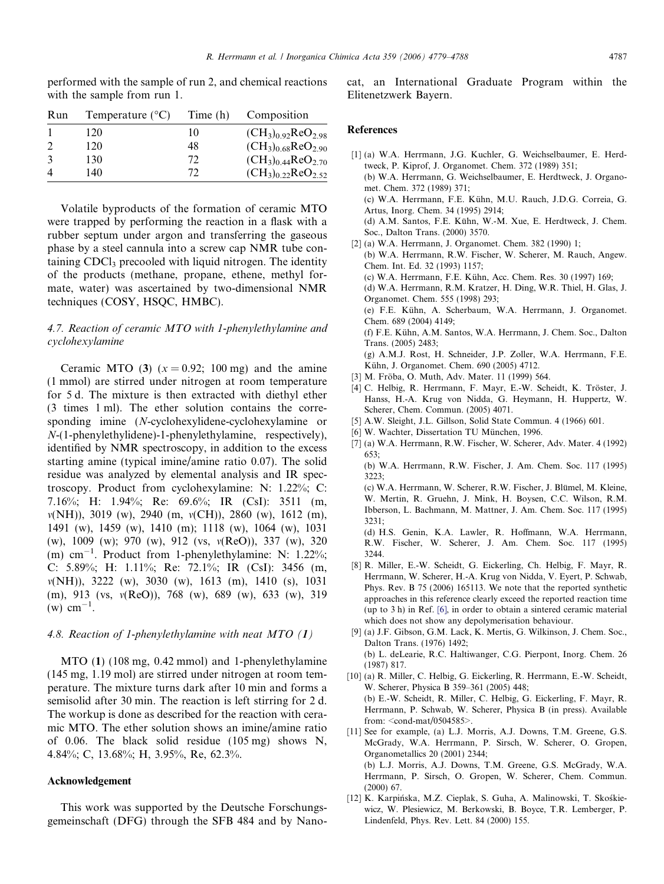performed with the sample of run 2, and chemical reactions with the sample from run 1.

| Run | Temperature (°C) | Time (h) | Composition |
|---|---|---|---|
| 1 | 120 | 10 | $(CH_3)_{0.92}ReO_{2.98}$ |
| 2 | 120 | 48 | $(CH_3)_{0.68}ReO_{2.90}$ |
| 3 | 130 | 72 | $(CH_3)_{0.44}ReO_{2.70}$ |
| 4 | 140 | 72 | $(CH_3)_{0.22}ReO_{2.52}$ |

Volatile byproducts of the formation of ceramic MTO were trapped by performing the reaction in a flask with a rubber septum under argon and transferring the gaseous phase by a steel cannula into a screw cap NMR tube containing $CDCl_3$ precooled with liquid nitrogen. The identity of the products (methane, propane, ethene, methyl formate, water) was ascertained by two-dimensional NMR techniques (COSY, HSQC, HMBC).

### *4.7. Reaction of ceramic MTO with 1-phenylethylamine and cyclohexylamine*

Ceramic MTO (**3**) ($x = 0.92$; 100 mg) and the amine (1 mmol) are stirred under nitrogen at room temperature for 5 d. The mixture is then extracted with diethyl ether (3 times 1 ml). The ether solution contains the corresponding imine (*N*-cyclohexylidene-cyclohexylamine or *N*-(1-phenylethylidene)-1-phenylethylamine, respectively), identified by NMR spectroscopy, in addition to the excess starting amine (typical imine/amine ratio 0.07). The solid residue was analyzed by elemental analysis and IR spectroscopy. Product from cyclohexylamine: N: 1.22%; C: 7.16%; H: 1.94%; Re: 69.6%; IR (CsI): 3511 (m, $\nu$(NH)), 3019 (w), 2940 (m, $\nu$(CH)), 2860 (w), 1612 (m), 1491 (w), 1459 (w), 1410 (m); 1118 (w), 1064 (w), 1031 (w), 1009 (w); 970 (w), 912 (vs, $\nu$(ReO)), 337 (w), 320 (m) $cm^{-1}$. Product from 1-phenylethylamine: N: 1.22%; C: 5.89%; H: 1.11%; Re: 72.1%; IR (CsI): 3456 (m, $\nu$(NH)), 3222 (w), 3030 (w), 1613 (m), 1410 (s), 1031 (m), 913 (vs, $\nu$(ReO)), 768 (w), 689 (w), 633 (w), 319 (w) $cm^{-1}$.

### *4.8. Reaction of 1-phenylethylamine with neat MTO (1)*

MTO (**1**) (108 mg, 0.42 mmol) and 1-phenylethylamine (145 mg, 1.19 mol) are stirred under nitrogen at room temperature. The mixture turns dark after 10 min and forms a semisolid after 30 min. The reaction is left stirring for 2 d. The workup is done as described for the reaction with ceramic MTO. The ether solution shows an imine/amine ratio of 0.06. The black solid residue (105 mg) shows N, 4.84%; C, 13.68%; H, 3.95%, Re, 62.3%.

## Acknowledgement

This work was supported by the Deutsche Forschungsgemeinschaft (DFG) through the SFB 484 and by NanoCat, an International Graduate Program within the Elitenetzwerk Bayern.

## References

[1] (a) W.A. Herrmann, J.G. Kuchler, G. Weichselbaumer, E. Herdtweck, P. Kiprof, J. Organomet. Chem. 372 (1989) 351;
(b) W.A. Herrmann, G. Weichselbaumer, E. Herdtweck, J. Organomet. Chem. 372 (1989) 371;
(c) W.A. Herrmann, F.E. Kühn, M.U. Rauch, J.D.G. Correia, G. Artus, Inorg. Chem. 34 (1995) 2914;
(d) A.M. Santos, F.E. Kühn, W.-M. Xue, E. Herdtweck, J. Chem. Soc., Dalton Trans. (2000) 3570.

[2] (a) W.A. Herrmann, J. Organomet. Chem. 382 (1990) 1;
(b) W.A. Herrmann, R.W. Fischer, W. Scherer, M. Rauch, Angew. Chem. Int. Ed. 32 (1993) 1157;
(c) W.A. Herrmann, F.E. Kühn, Acc. Chem. Res. 30 (1997) 169;
(d) W.A. Herrmann, R.M. Kratzer, H. Ding, W.R. Thiel, H. Glas, J. Organomet. Chem. 555 (1998) 293;
(e) F.E. Kühn, A. Scherbaum, W.A. Herrmann, J. Organomet. Chem. 689 (2004) 4149;
(f) F.E. Kühn, A.M. Santos, W.A. Herrmann, J. Chem. Soc., Dalton Trans. (2005) 2483;
(g) A.M.J. Rost, H. Schneider, J.P. Zoller, W.A. Herrmann, F.E. Kühn, J. Organomet. Chem. 690 (2005) 4712.

[3] M. Fröba, O. Muth, Adv. Mater. 11 (1999) 564.

[4] C. Helbig, R. Herrmann, F. Mayr, E.-W. Scheidt, K. Tröster, J. Hanss, H.-A. Krug von Nidda, G. Heymann, H. Huppertz, W. Scherer, Chem. Commun. (2005) 4071.

[5] A.W. Sleight, J.L. Gillson, Solid State Commun. 4 (1966) 601.

[6] W. Wachter, Dissertation TU München, 1996.

[7] (a) W.A. Herrmann, R.W. Fischer, W. Scherer, Adv. Mater. 4 (1992) 653;
(b) W.A. Herrmann, R.W. Fischer, J. Am. Chem. Soc. 117 (1995) 3223;
(c) W.A. Herrmann, W. Scherer, R.W. Fischer, J. Blümel, M. Kleine, W. Mertin, R. Gruehn, J. Mink, H. Boysen, C.C. Wilson, R.M. Ibberson, L. Bachmann, M. Mattner, J. Am. Chem. Soc. 117 (1995) 3231;
(d) H.S. Genin, K.A. Lawler, R. Hoffmann, W.A. Herrmann, R.W. Fischer, W. Scherer, J. Am. Chem. Soc. 117 (1995) 3244.

[8] R. Miller, E.-W. Scheidt, G. Eickerling, Ch. Helbig, F. Mayr, R. Herrmann, W. Scherer, H.-A. Krug von Nidda, V. Eyert, P. Schwab, Phys. Rev. B 75 (2006) 165113. We note that the reported synthetic approaches in this reference clearly exceed the reported reaction time (up to 3 h) in Ref. [6], in order to obtain a sintered ceramic material which does not show any depolymerisation behaviour.

[9] (a) J.F. Gibson, G.M. Lack, K. Mertis, G. Wilkinson, J. Chem. Soc., Dalton Trans. (1976) 1492;
(b) L. deLearie, R.C. Haltiwanger, C.G. Pierpont, Inorg. Chem. 26 (1987) 817.

[10] (a) R. Miller, C. Helbig, G. Eickerling, R. Herrmann, E.-W. Scheidt, W. Scherer, Physica B 359–361 (2005) 448;
(b) E.-W. Scheidt, R. Miller, C. Helbig, G. Eickerling, F. Mayr, R. Herrmann, P. Schwab, W. Scherer, Physica B (in press). Available from: <cond-mat/0504585>.

[11] See for example, (a) L.J. Morris, A.J. Downs, T.M. Greene, G.S. McGrady, W.A. Herrmann, P. Sirsch, W. Scherer, O. Gropen, Organometallics 20 (2001) 2344;
(b) L.J. Morris, A.J. Downs, T.M. Greene, G.S. McGrady, W.A. Herrmann, P. Sirsch, O. Gropen, W. Scherer, Chem. Commun. (2000) 67.

[12] K. Karpińska, M.Z. Cieplak, S. Guha, A. Malinowski, T. Skośkiewicz, W. Plesiewicz, M. Berkowski, B. Boyce, T.R. Lemberger, P. Lindenfeld, Phys. Rev. Lett. 84 (2000) 155.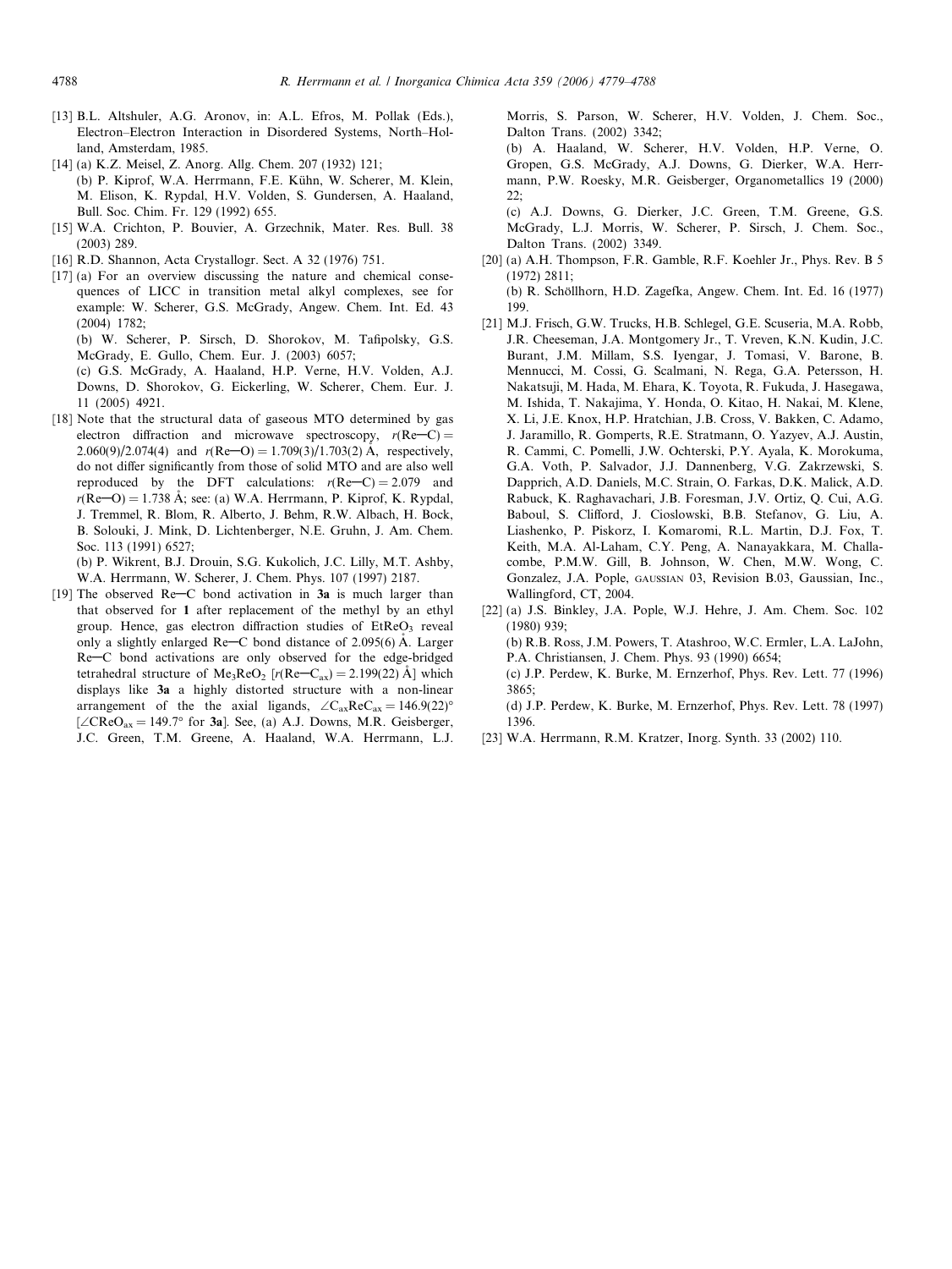[13] B.L. Altshuler, A.G. Aronov, in: A.L. Efros, M. Pollak (Eds.), Electron–Electron Interaction in Disordered Systems, North–Holland, Amsterdam, 1985.

[14] (a) K.Z. Meisel, Z. Anorg. Allg. Chem. 207 (1932) 121;
(b) P. Kiprof, W.A. Herrmann, F.E. Kühn, W. Scherer, M. Klein, M. Elison, K. Rypdal, H.V. Volden, S. Gundersen, A. Haaland, Bull. Soc. Chim. Fr. 129 (1992) 655.

[15] W.A. Crichton, P. Bouvier, A. Grzechnik, Mater. Res. Bull. 38 (2003) 289.

[16] R.D. Shannon, Acta Crystallogr. Sect. A 32 (1976) 751.

[17] (a) For an overview discussing the nature and chemical consequences of LICC in transition metal alkyl complexes, see for example: W. Scherer, G.S. McGrady, Angew. Chem. Int. Ed. 43 (2004) 1782;
(b) W. Scherer, P. Sirsch, D. Shorokov, M. Tafipolsky, G.S. McGrady, E. Gullo, Chem. Eur. J. (2003) 6057;
(c) G.S. McGrady, A. Haaland, H.P. Verne, H.V. Volden, A.J. Downs, D. Shorokov, G. Eickerling, W. Scherer, Chem. Eur. J. 11 (2005) 4921.

[18] Note that the structural data of gaseous MTO determined by gas electron diffraction and microwave spectroscopy, $r(\text{Re–C}) = 2.060(9)/2.074(4)$ and $r(\text{Re–O}) = 1.709(3)/1.703(2)$ Å, respectively, do not differ significantly from those of solid MTO and are also well reproduced by the DFT calculations: $r(\text{Re–C}) = 2.079$ and $r(\text{Re–O}) = 1.738$ Å; see: (a) W.A. Herrmann, P. Kiprof, K. Rypdal, J. Tremmel, R. Blom, R. Alberto, J. Behm, R.W. Albach, H. Bock, B. Solouki, J. Mink, D. Lichtenberger, N.E. Gruhn, J. Am. Chem. Soc. 113 (1991) 6527;
(b) P. Wikrent, B.J. Drouin, S.G. Kukolich, J.C. Lilly, M.T. Ashby, W.A. Herrmann, W. Scherer, J. Chem. Phys. 107 (1997) 2187.

[19] The observed Re–C bond activation in **3a** is much larger than that observed for **1** after replacement of the methyl by an ethyl group. Hence, gas electron diffraction studies of $EtReO_3$ reveal only a slightly enlarged Re–C bond distance of 2.095(6) Å. Larger Re–C bond activations are only observed for the edge-bridged tetrahedral structure of $Me_3ReO_2$ [$r(\text{Re–C}_{ax}) = 2.199(22)$ Å] which displays like **3a** a highly distorted structure with a non-linear arrangement of the the axial ligands, $\angle C_{ax}ReC_{ax} = 146.9(22)°$ [$\angle CReO_{ax} = 149.7°$ for **3a**]. See, (a) A.J. Downs, M.R. Geisberger, J.C. Green, T.M. Greene, A. Haaland, W.A. Herrmann, L.J. Morris, S. Parson, W. Scherer, H.V. Volden, J. Chem. Soc., Dalton Trans. (2002) 3342;
(b) A. Haaland, W. Scherer, H.V. Volden, H.P. Verne, O. Gropen, G.S. McGrady, A.J. Downs, G. Dierker, W.A. Herrmann, P.W. Roesky, M.R. Geisberger, Organometallics 19 (2000) 22;
(c) A.J. Downs, G. Dierker, J.C. Green, T.M. Greene, G.S. McGrady, L.J. Morris, W. Scherer, P. Sirsch, J. Chem. Soc., Dalton Trans. (2002) 3349.

[20] (a) A.H. Thompson, F.R. Gamble, R.F. Koehler Jr., Phys. Rev. B 5 (1972) 2811;
(b) R. Schöllhorn, H.D. Zagefka, Angew. Chem. Int. Ed. 16 (1977) 199.

[21] M.J. Frisch, G.W. Trucks, H.B. Schlegel, G.E. Scuseria, M.A. Robb, J.R. Cheeseman, J.A. Montgomery Jr., T. Vreven, K.N. Kudin, J.C. Burant, J.M. Millam, S.S. Iyengar, J. Tomasi, V. Barone, B. Mennucci, M. Cossi, G. Scalmani, N. Rega, G.A. Petersson, H. Nakatsuji, M. Hada, M. Ehara, K. Toyota, R. Fukuda, J. Hasegawa, M. Ishida, T. Nakajima, Y. Honda, O. Kitao, H. Nakai, M. Klene, X. Li, J.E. Knox, H.P. Hratchian, J.B. Cross, V. Bakken, C. Adamo, J. Jaramillo, R. Gomperts, R.E. Stratmann, O. Yazyev, A.J. Austin, R. Cammi, C. Pomelli, J.W. Ochterski, P.Y. Ayala, K. Morokuma, G.A. Voth, P. Salvador, J.J. Dannenberg, V.G. Zakrzewski, S. Dapprich, A.D. Daniels, M.C. Strain, O. Farkas, D.K. Malick, A.D. Rabuck, K. Raghavachari, J.B. Foresman, J.V. Ortiz, Q. Cui, A.G. Baboul, S. Clifford, J. Cioslowski, B.B. Stefanov, G. Liu, A. Liashenko, P. Piskorz, I. Komaromi, R.L. Martin, D.J. Fox, T. Keith, M.A. Al-Laham, C.Y. Peng, A. Nanayakkara, M. Challacombe, P.M.W. Gill, B. Johnson, W. Chen, M.W. Wong, C. Gonzalez, J.A. Pople, GAUSSIAN 03, Revision B.03, Gaussian, Inc., Wallingford, CT, 2004.

[22] (a) J.S. Binkley, J.A. Pople, W.J. Hehre, J. Am. Chem. Soc. 102 (1980) 939;
(b) R.B. Ross, J.M. Powers, T. Atashroo, W.C. Ermler, L.A. LaJohn, P.A. Christiansen, J. Chem. Phys. 93 (1990) 6654;
(c) J.P. Perdew, K. Burke, M. Ernzerhof, Phys. Rev. Lett. 77 (1996) 3865;
(d) J.P. Perdew, K. Burke, M. Ernzerhof, Phys. Rev. Lett. 78 (1997) 1396.

[23] W.A. Herrmann, R.M. Kratzer, Inorg. Synth. 33 (2002) 110.